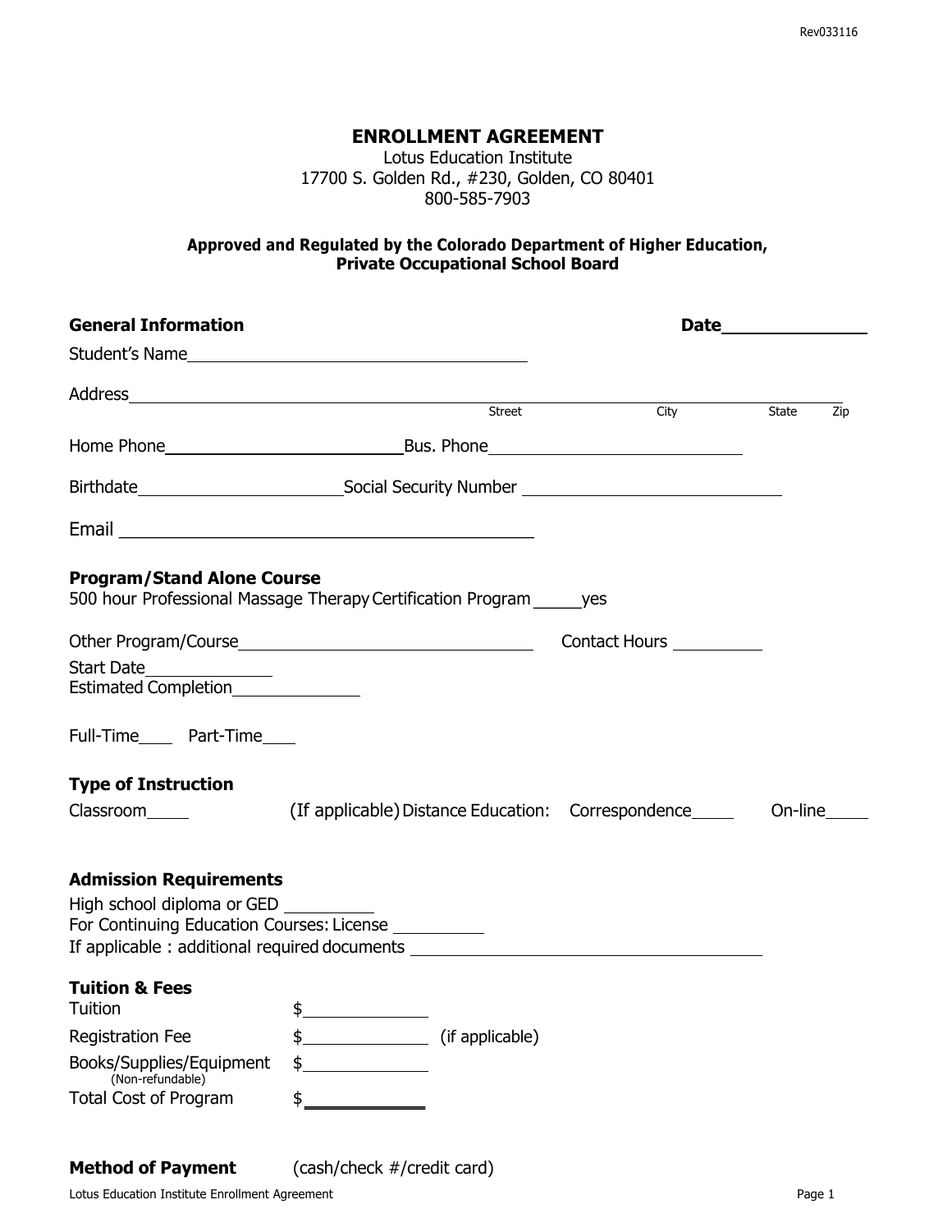# ENROLLMENT AGREEMENT

Lotus Education Institute
17700 S. Golden Rd., #230, Golden, CO 80401
800-585-7903

**Approved and Regulated by the Colorado Department of Higher Education, Private Occupational School Board**

**General Information** **Date**\_\_\_\_\_\_\_\_\_\_\_\_\_\_

Student's Name\_\_\_\_\_\_\_\_\_\_\_\_\_\_\_\_\_\_\_\_\_\_\_\_\_\_\_\_\_\_\_\_\_\_\_\_

Address\_\_\_\_\_\_\_\_\_\_\_\_\_\_\_\_\_\_\_\_\_\_\_\_\_\_\_\_\_\_\_\_\_\_\_\_\_\_\_\_\_\_\_\_\_\_\_\_\_\_\_\_\_\_\_\_\_\_\_\_\_\_\_\_\_\_\_\_\_\_\_\_\_\_\_\_\_\_
Street City State Zip

Home Phone\_\_\_\_\_\_\_\_\_\_\_\_\_\_\_\_\_\_\_\_\_\_\_\_\_\_Bus. Phone\_\_\_\_\_\_\_\_\_\_\_\_\_\_\_\_\_\_\_\_\_\_\_\_\_\_\_\_\_

Birthdate\_\_\_\_\_\_\_\_\_\_\_\_\_\_\_\_\_\_\_\_\_\_\_Social Security Number \_\_\_\_\_\_\_\_\_\_\_\_\_\_\_\_\_\_\_\_\_\_\_\_\_\_\_\_\_

Email \_\_\_\_\_\_\_\_\_\_\_\_\_\_\_\_\_\_\_\_\_\_\_\_\_\_\_\_\_\_\_\_\_\_\_\_\_\_\_\_\_\_\_\_\_

**Program/Stand Alone Course**
500 hour Professional Massage Therapy Certification Program \_\_\_\_\_yes

Other Program/Course\_\_\_\_\_\_\_\_\_\_\_\_\_\_\_\_\_\_\_\_\_\_\_\_\_\_\_\_\_\_\_\_\_\_\_\_ Contact Hours \_\_\_\_\_\_\_\_\_\_

Start Date\_\_\_\_\_\_\_\_\_\_\_\_\_\_
Estimated Completion\_\_\_\_\_\_\_\_\_\_\_\_\_\_

Full-Time\_\_\_\_ Part-Time\_\_\_\_

**Type of Instruction**
Classroom\_\_\_\_\_ (If applicable) Distance Education: Correspondence\_\_\_\_\_ On-line\_\_\_\_\_

**Admission Requirements**
High school diploma or GED \_\_\_\_\_\_\_\_\_\_
For Continuing Education Courses: License \_\_\_\_\_\_\_\_\_\_
If applicable : additional required documents \_\_\_\_\_\_\_\_\_\_\_\_\_\_\_\_\_\_\_\_\_\_\_\_\_\_\_\_\_\_\_\_\_\_\_\_\_\_\_\_

**Tuition & Fees**

| | | |
|---|---|---|
| Tuition | $\_\_\_\_\_\_\_\_\_\_\_\_\_\_ | |
| Registration Fee | $\_\_\_\_\_\_\_\_\_\_\_\_\_\_ | (if applicable) |
| Books/Supplies/Equipment (Non-refundable) | $\_\_\_\_\_\_\_\_\_\_\_\_\_\_ | |
| Total Cost of Program | $\_\_\_\_\_\_\_\_\_\_\_\_\_\_ | |

**Method of Payment** (cash/check #/credit card)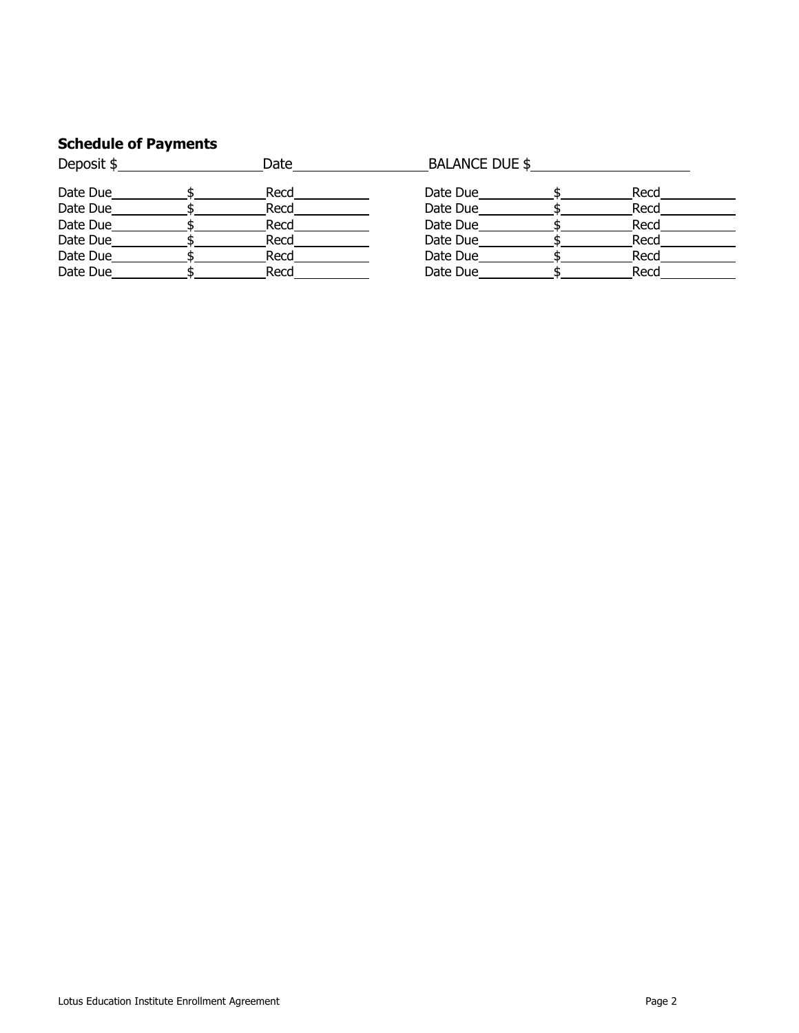### Schedule of Payments

Deposit $\_\_\_\_\_\_\_\_\_\_\_\_\_\_\_\_\_\_\_\_ Date\_\_\_\_\_\_\_\_\_\_\_\_\_\_\_\_\_\_\_\_ BALANCE DUE $\_\_\_\_\_\_\_\_\_\_\_\_\_\_\_\_\_\_\_\_

| Date Due | $ | Recd | Date Due | $ | Recd |
|---|---|---|---|---|---|
| | | | | | |
| | | | | | |
| | | | | | |
| | | | | | |
| | | | | | |
| | | | | | |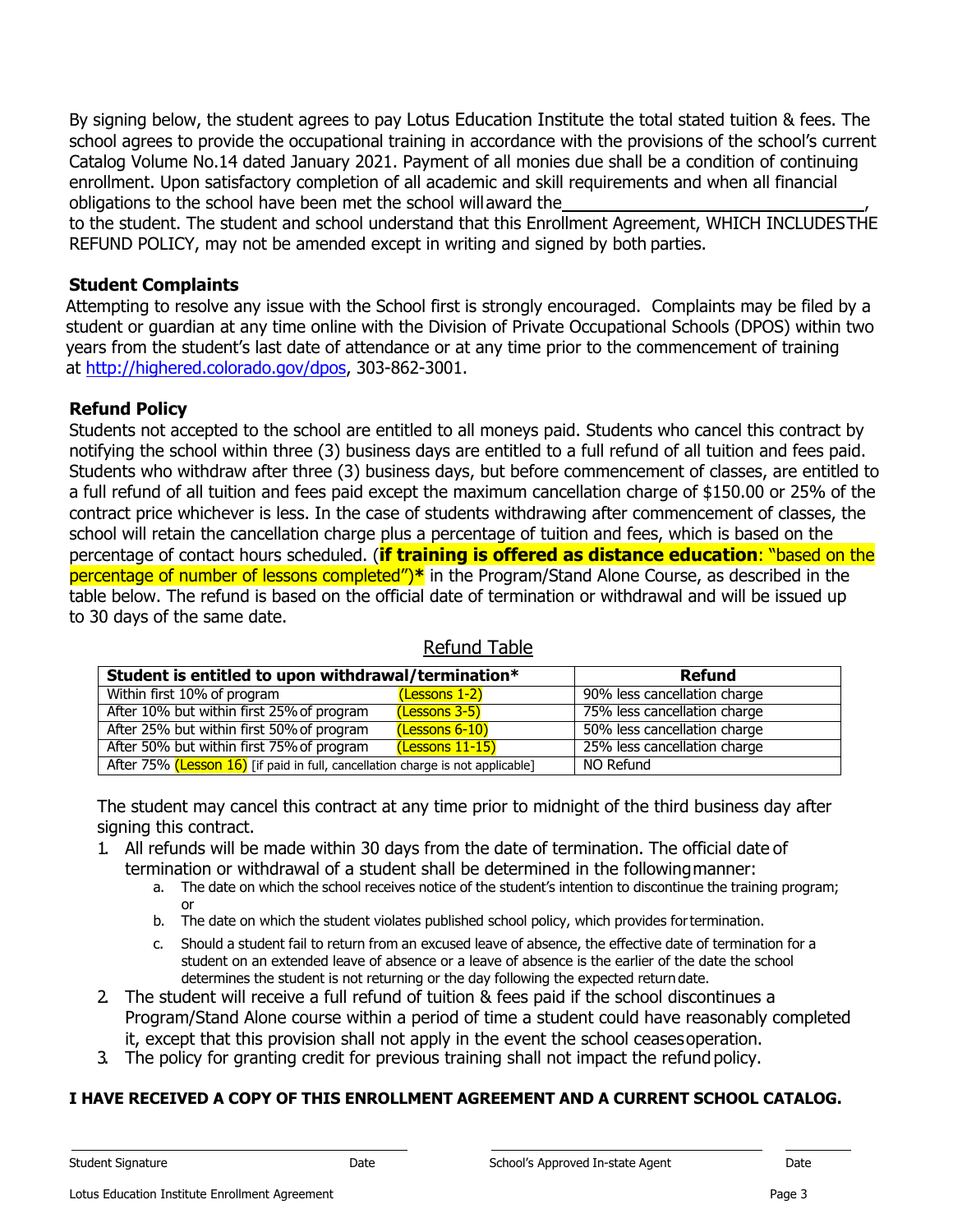By signing below, the student agrees to pay Lotus Education Institute the total stated tuition & fees. The school agrees to provide the occupational training in accordance with the provisions of the school's current Catalog Volume No.14 dated January 2021. Payment of all monies due shall be a condition of continuing enrollment. Upon satisfactory completion of all academic and skill requirements and when all financial obligations to the school have been met the school will award the _________________________________, to the student. The student and school understand that this Enrollment Agreement, WHICH INCLUDES THE REFUND POLICY, may not be amended except in writing and signed by both parties.

### Student Complaints

Attempting to resolve any issue with the School first is strongly encouraged. Complaints may be filed by a student or guardian at any time online with the Division of Private Occupational Schools (DPOS) within two years from the student's last date of attendance or at any time prior to the commencement of training at http://highered.colorado.gov/dpos, 303-862-3001.

### Refund Policy

Students not accepted to the school are entitled to all moneys paid. Students who cancel this contract by notifying the school within three (3) business days are entitled to a full refund of all tuition and fees paid. Students who withdraw after three (3) business days, but before commencement of classes, are entitled to a full refund of all tuition and fees paid except the maximum cancellation charge of $150.00 or 25% of the contract price whichever is less. In the case of students withdrawing after commencement of classes, the school will retain the cancellation charge plus a percentage of tuition and fees, which is based on the percentage of contact hours scheduled. (**if training is offered as distance education**: "based on the percentage of number of lessons completed")***** in the Program/Stand Alone Course, as described in the table below. The refund is based on the official date of termination or withdrawal and will be issued up to 30 days of the same date.

Refund Table

| Student is entitled to upon withdrawal/termination* | | Refund |
|---|---|---|
| Within first 10% of program | (Lessons 1-2) | 90% less cancellation charge |
| After 10% but within first 25% of program | (Lessons 3-5) | 75% less cancellation charge |
| After 25% but within first 50% of program | (Lessons 6-10) | 50% less cancellation charge |
| After 50% but within first 75% of program | (Lessons 11-15) | 25% less cancellation charge |
| After 75% (Lesson 16) [if paid in full, cancellation charge is not applicable] | | NO Refund |

The student may cancel this contract at any time prior to midnight of the third business day after signing this contract.

1. All refunds will be made within 30 days from the date of termination. The official date of termination or withdrawal of a student shall be determined in the following manner:
   a. The date on which the school receives notice of the student's intention to discontinue the training program; or
   b. The date on which the student violates published school policy, which provides for termination.
   c. Should a student fail to return from an excused leave of absence, the effective date of termination for a student on an extended leave of absence or a leave of absence is the earlier of the date the school determines the student is not returning or the day following the expected return date.
2. The student will receive a full refund of tuition & fees paid if the school discontinues a Program/Stand Alone course within a period of time a student could have reasonably completed it, except that this provision shall not apply in the event the school ceases operation.
3. The policy for granting credit for previous training shall not impact the refund policy.

**I HAVE RECEIVED A COPY OF THIS ENROLLMENT AGREEMENT AND A CURRENT SCHOOL CATALOG.**

| Student Signature | Date | School's Approved In-state Agent | Date |
|---|---|---|---|

Lotus Education Institute Enrollment Agreement